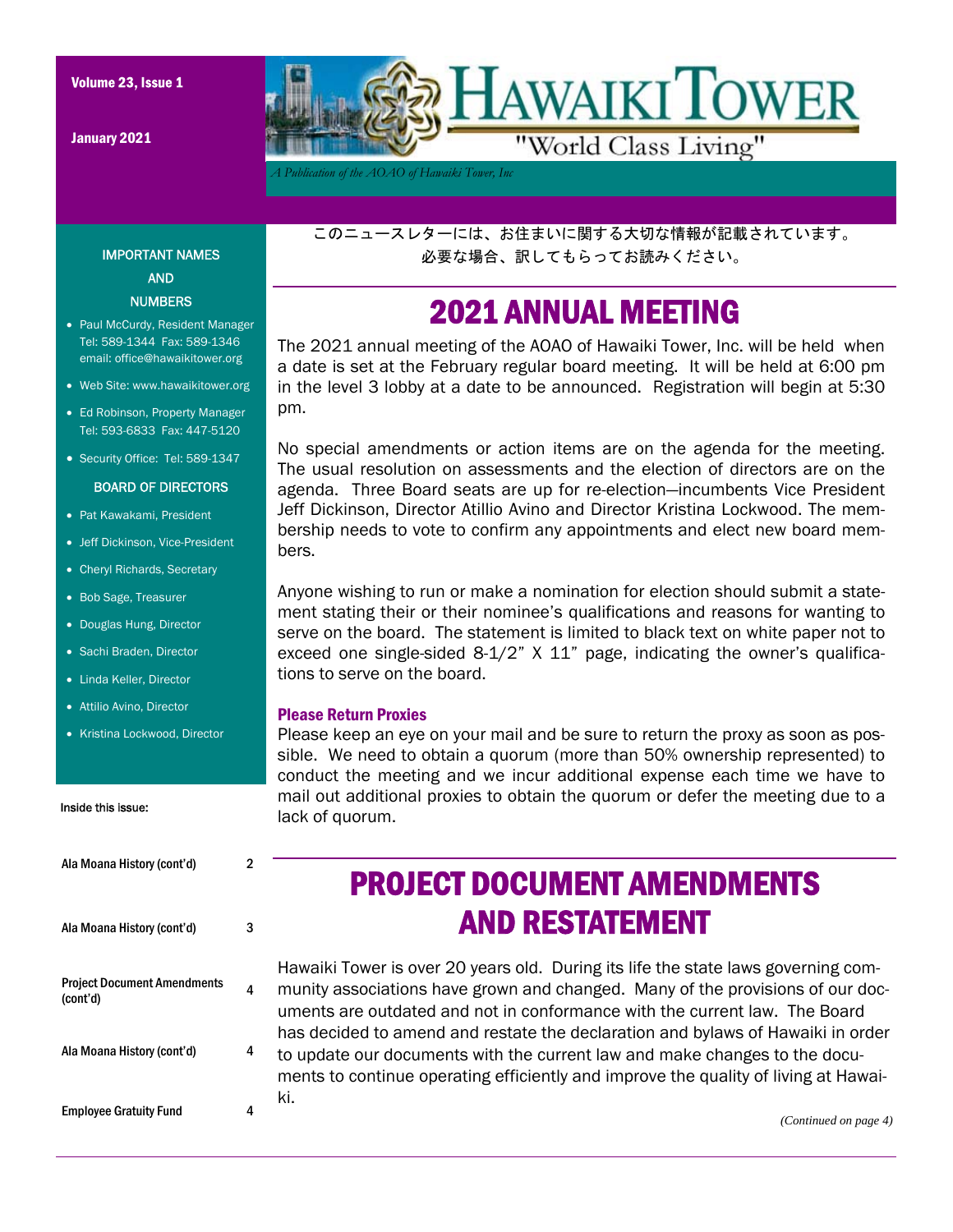Volume 23, Issue 1

January 2021

# HAWAIKI TOWER

"World Class Living"

*A Publication of the AOAO of Hawaiki Tower, Inc*

このニュースレターには、お住まいに関する大切な情報が記載されています。
必要な場合、訳してもらってお読みください。

## IMPORTANT NAMES AND NUMBERS

- Paul McCurdy, Resident Manager Tel: 589-1344 Fax: 589-1346 email: office@hawaikitower.org
- Web Site: www.hawaikitower.org
- Ed Robinson, Property Manager Tel: 593-6833 Fax: 447-5120
- Security Office: Tel: 589-1347

### BOARD OF DIRECTORS

- Pat Kawakami, President
- Jeff Dickinson, Vice-President
- Cheryl Richards, Secretary
- Bob Sage, Treasurer
- Douglas Hung, Director
- Sachi Braden, Director
- Linda Keller, Director
- Attilio Avino, Director
- Kristina Lockwood, Director

### Inside this issue:

| | |
|---|---|
| Ala Moana History (cont'd) | 2 |
| Ala Moana History (cont'd) | 3 |
| Project Document Amendments (cont'd) | 4 |
| Ala Moana History (cont'd) | 4 |
| Employee Gratuity Fund | 4 |

## 2021 ANNUAL MEETING

The 2021 annual meeting of the AOAO of Hawaiki Tower, Inc. will be held when a date is set at the February regular board meeting. It will be held at 6:00 pm in the level 3 lobby at a date to be announced. Registration will begin at 5:30 pm.

No special amendments or action items are on the agenda for the meeting. The usual resolution on assessments and the election of directors are on the agenda. Three Board seats are up for re-election—incumbents Vice President Jeff Dickinson, Director Atillio Avino and Director Kristina Lockwood. The membership needs to vote to confirm any appointments and elect new board members.

Anyone wishing to run or make a nomination for election should submit a statement stating their or their nominee's qualifications and reasons for wanting to serve on the board. The statement is limited to black text on white paper not to exceed one single-sided 8-1/2" X 11" page, indicating the owner's qualifications to serve on the board.

### Please Return Proxies

Please keep an eye on your mail and be sure to return the proxy as soon as possible. We need to obtain a quorum (more than 50% ownership represented) to conduct the meeting and we incur additional expense each time we have to mail out additional proxies to obtain the quorum or defer the meeting due to a lack of quorum.

## PROJECT DOCUMENT AMENDMENTS AND RESTATEMENT

Hawaiki Tower is over 20 years old. During its life the state laws governing community associations have grown and changed. Many of the provisions of our documents are outdated and not in conformance with the current law. The Board has decided to amend and restate the declaration and bylaws of Hawaiki in order to update our documents with the current law and make changes to the documents to continue operating efficiently and improve the quality of living at Hawaiki.

*(Continued on page 4)*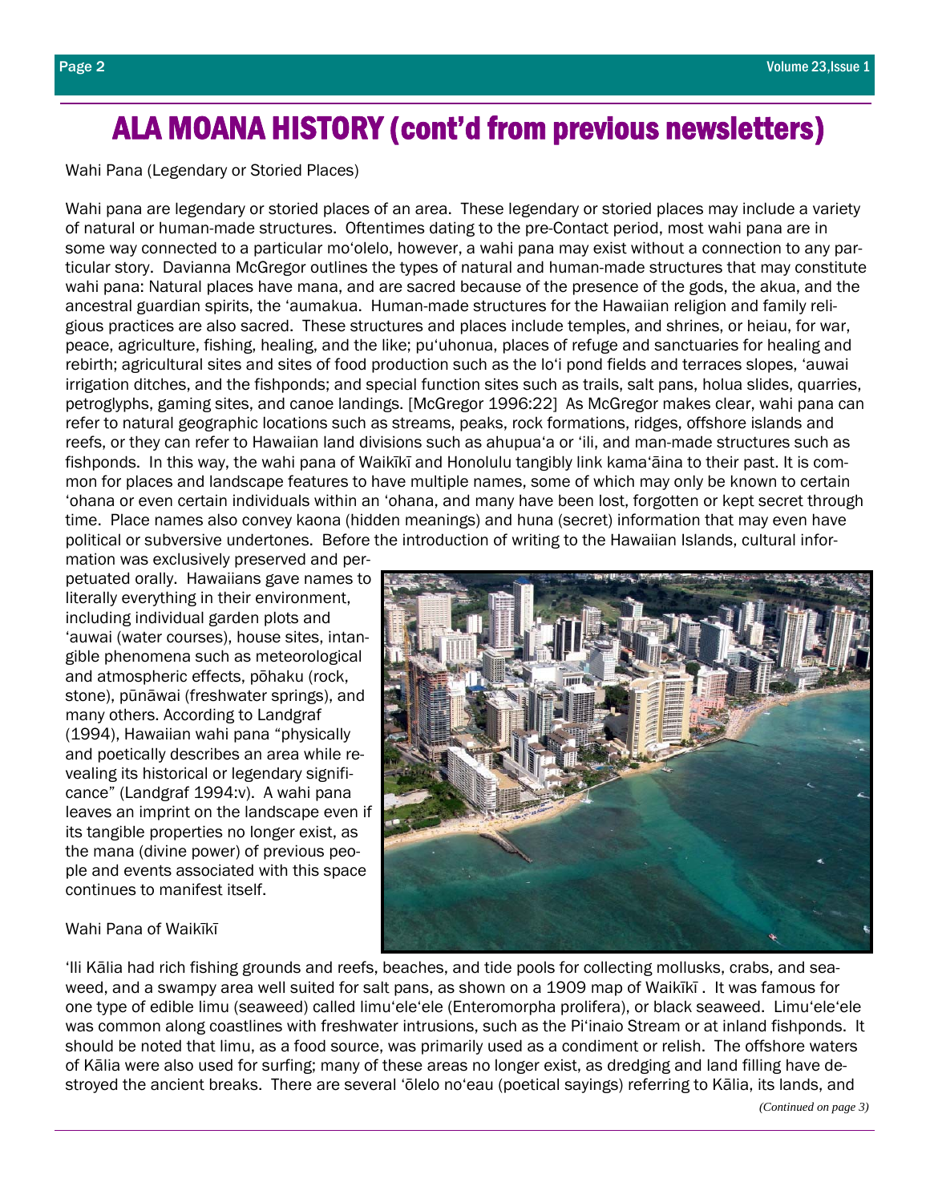# ALA MOANA HISTORY (cont'd from previous newsletters)

Wahi Pana (Legendary or Storied Places)

Wahi pana are legendary or storied places of an area. These legendary or storied places may include a variety of natural or human-made structures. Oftentimes dating to the pre-Contact period, most wahi pana are in some way connected to a particular moʻolelo, however, a wahi pana may exist without a connection to any particular story. Davianna McGregor outlines the types of natural and human-made structures that may constitute wahi pana: Natural places have mana, and are sacred because of the presence of the gods, the akua, and the ancestral guardian spirits, the ʻaumakua. Human-made structures for the Hawaiian religion and family religious practices are also sacred. These structures and places include temples, and shrines, or heiau, for war, peace, agriculture, fishing, healing, and the like; puʻuhonua, places of refuge and sanctuaries for healing and rebirth; agricultural sites and sites of food production such as the loʻi pond fields and terraces slopes, ʻauwai irrigation ditches, and the fishponds; and special function sites such as trails, salt pans, holua slides, quarries, petroglyphs, gaming sites, and canoe landings. [McGregor 1996:22] As McGregor makes clear, wahi pana can refer to natural geographic locations such as streams, peaks, rock formations, ridges, offshore islands and reefs, or they can refer to Hawaiian land divisions such as ahupuaʻa or ʻili, and man-made structures such as fishponds. In this way, the wahi pana of Waikīkī and Honolulu tangibly link kamaʻāina to their past. It is common for places and landscape features to have multiple names, some of which may only be known to certain ʻohana or even certain individuals within an ʻohana, and many have been lost, forgotten or kept secret through time. Place names also convey kaona (hidden meanings) and huna (secret) information that may even have political or subversive undertones. Before the introduction of writing to the Hawaiian Islands, cultural information was exclusively preserved and perpetuated orally. Hawaiians gave names to literally everything in their environment, including individual garden plots and ʻauwai (water courses), house sites, intangible phenomena such as meteorological and atmospheric effects, pōhaku (rock, stone), pūnāwai (freshwater springs), and many others. According to Landgraf (1994), Hawaiian wahi pana "physically and poetically describes an area while revealing its historical or legendary significance" (Landgraf 1994:v). A wahi pana leaves an imprint on the landscape even if its tangible properties no longer exist, as the mana (divine power) of previous people and events associated with this space continues to manifest itself.

Wahi Pana of Waikīkī

ʻIli Kālia had rich fishing grounds and reefs, beaches, and tide pools for collecting mollusks, crabs, and seaweed, and a swampy area well suited for salt pans, as shown on a 1909 map of Waikīkī . It was famous for one type of edible limu (seaweed) called limuʻeleʻele (Enteromorpha prolifera), or black seaweed. Limuʻeleʻele was common along coastlines with freshwater intrusions, such as the Piʻinaio Stream or at inland fishponds. It should be noted that limu, as a food source, was primarily used as a condiment or relish. The offshore waters of Kālia were also used for surfing; many of these areas no longer exist, as dredging and land filling have destroyed the ancient breaks. There are several ʻōlelo noʻeau (poetical sayings) referring to Kālia, its lands, and

*(Continued on page 3)*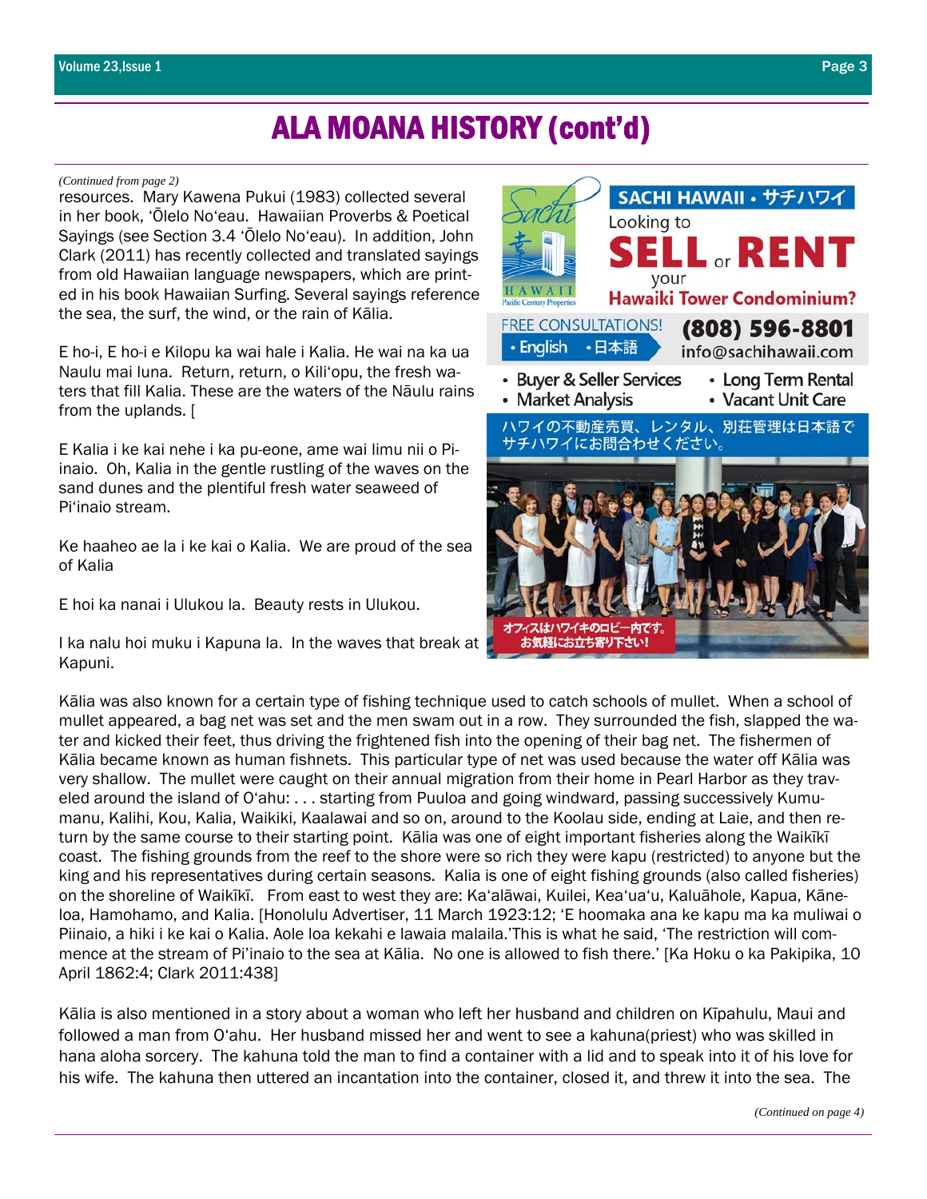# ALA MOANA HISTORY (cont'd)

*(Continued from page 2)*

resources. Mary Kawena Pukui (1983) collected several in her book, ʻŌlelo Noʻeau. Hawaiian Proverbs & Poetical Sayings (see Section 3.4 ʻŌlelo Noʻeau). In addition, John Clark (2011) has recently collected and translated sayings from old Hawaiian language newspapers, which are printed in his book Hawaiian Surfing. Several sayings reference the sea, the surf, the wind, or the rain of Kālia.

E ho-i, E ho-i e Kilopu ka wai hale i Kalia. He wai na ka ua Naulu mai luna. Return, return, o Kiliʻopu, the fresh waters that fill Kalia. These are the waters of the Nāulu rains from the uplands. [

E Kalia i ke kai nehe i ka pu-eone, ame wai limu nii o Piinaio. Oh, Kalia in the gentle rustling of the waves on the sand dunes and the plentiful fresh water seaweed of Piʻinaio stream.

Ke haaheo ae la i ke kai o Kalia. We are proud of the sea of Kalia

E hoi ka nanai i Ulukou la. Beauty rests in Ulukou.

I ka nalu hoi muku i Kapuna la. In the waves that break at Kapuni.

**SACHI HAWAII・サチハワイ**

Looking to **SELL** or **RENT** your **Hawaiki Tower Condominium?**

FREE CONSULTATIONS! • English • 日本語

**(808) 596-8801**
info@sachihawaii.com

- Buyer & Seller Services
- Market Analysis
- Long Term Rental
- Vacant Unit Care

ハワイの不動産売買、レンタル、別荘管理は日本語でサチハワイにお問合わせください。

オフィスはハワイキのロビー内です。お気軽にお立ち寄り下さい!

Kālia was also known for a certain type of fishing technique used to catch schools of mullet. When a school of mullet appeared, a bag net was set and the men swam out in a row. They surrounded the fish, slapped the water and kicked their feet, thus driving the frightened fish into the opening of their bag net. The fishermen of Kālia became known as human fishnets. This particular type of net was used because the water off Kālia was very shallow. The mullet were caught on their annual migration from their home in Pearl Harbor as they traveled around the island of Oʻahu: . . . starting from Puuloa and going windward, passing successively Kumumanu, Kalihi, Kou, Kalia, Waikiki, Kaalawai and so on, around to the Koolau side, ending at Laie, and then return by the same course to their starting point. Kālia was one of eight important fisheries along the Waikīkī coast. The fishing grounds from the reef to the shore were so rich they were kapu (restricted) to anyone but the king and his representatives during certain seasons. Kalia is one of eight fishing grounds (also called fisheries) on the shoreline of Waikīkī. From east to west they are: Kaʻalāwai, Kuilei, Keaʻuaʻu, Kaluāhole, Kapua, Kāneloa, Hamohamo, and Kalia. [Honolulu Advertiser, 11 March 1923:12; ʻE hoomaka ana ke kapu ma ka muliwai o Piinaio, a hiki i ke kai o Kalia. Aole loa kekahi e lawaia malaila.'This is what he said, 'The restriction will commence at the stream of Pi'inaio to the sea at Kālia. No one is allowed to fish there.' [Ka Hoku o ka Pakipika, 10 April 1862:4; Clark 2011:438]

Kālia is also mentioned in a story about a woman who left her husband and children on Kīpahulu, Maui and followed a man from Oʻahu. Her husband missed her and went to see a kahuna(priest) who was skilled in hana aloha sorcery. The kahuna told the man to find a container with a lid and to speak into it of his love for his wife. The kahuna then uttered an incantation into the container, closed it, and threw it into the sea. The

*(Continued on page 4)*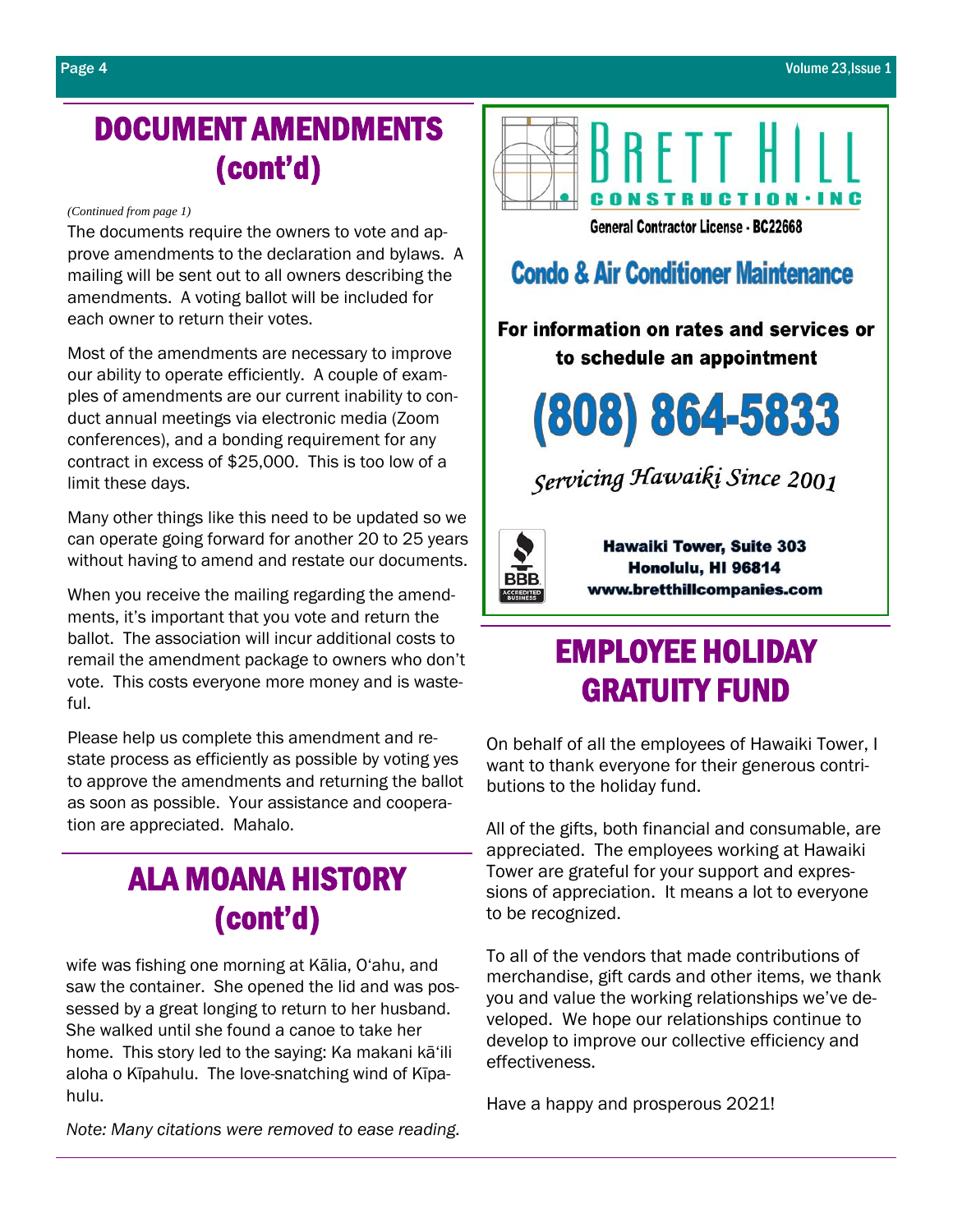## DOCUMENT AMENDMENTS (cont'd)

*(Continued from page 1)*

The documents require the owners to vote and approve amendments to the declaration and bylaws. A mailing will be sent out to all owners describing the amendments. A voting ballot will be included for each owner to return their votes.

Most of the amendments are necessary to improve our ability to operate efficiently. A couple of examples of amendments are our current inability to conduct annual meetings via electronic media (Zoom conferences), and a bonding requirement for any contract in excess of $25,000. This is too low of a limit these days.

Many other things like this need to be updated so we can operate going forward for another 20 to 25 years without having to amend and restate our documents.

When you receive the mailing regarding the amendments, it's important that you vote and return the ballot. The association will incur additional costs to remail the amendment package to owners who don't vote. This costs everyone more money and is wasteful.

Please help us complete this amendment and restate process as efficiently as possible by voting yes to approve the amendments and returning the ballot as soon as possible. Your assistance and cooperation are appreciated. Mahalo.

## ALA MOANA HISTORY (cont'd)

wife was fishing one morning at Kālia, Oʻahu, and saw the container. She opened the lid and was possessed by a great longing to return to her husband. She walked until she found a canoe to take her home. This story led to the saying: Ka makani kāʻili aloha o Kīpahulu. The love-snatching wind of Kīpahulu.

*Note: Many citations were removed to ease reading.*

BRETT HILL CONSTRUCTION · INC

General Contractor License · BC22668

**Condo & Air Conditioner Maintenance**

**For information on rates and services or to schedule an appointment**

**(808) 864-5833**

*Servicing Hawaiki Since 2001*

BBB ACCREDITED BUSINESS

**Hawaiki Tower, Suite 303**
**Honolulu, HI 96814**
**www.bretthillcompanies.com**

## EMPLOYEE HOLIDAY GRATUITY FUND

On behalf of all the employees of Hawaiki Tower, I want to thank everyone for their generous contributions to the holiday fund.

All of the gifts, both financial and consumable, are appreciated. The employees working at Hawaiki Tower are grateful for your support and expressions of appreciation. It means a lot to everyone to be recognized.

To all of the vendors that made contributions of merchandise, gift cards and other items, we thank you and value the working relationships we've developed. We hope our relationships continue to develop to improve our collective efficiency and effectiveness.

Have a happy and prosperous 2021!